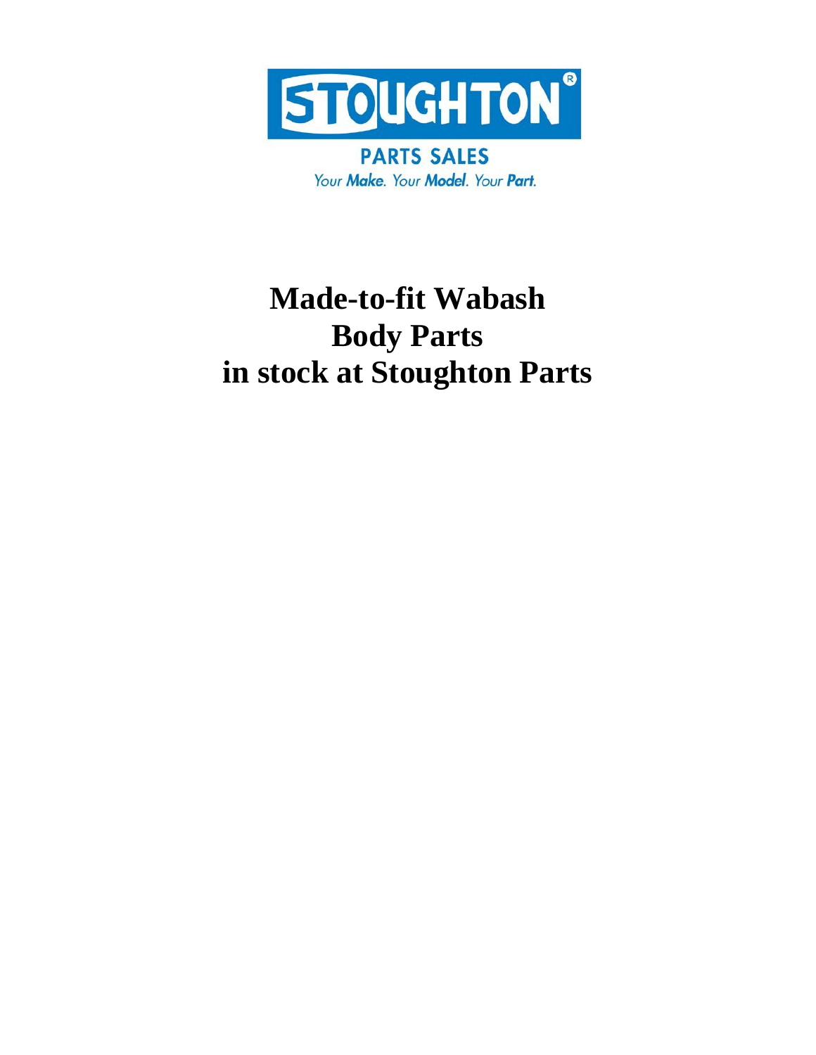STOUGHTON®

PARTS SALES

*Your **Make**. Your **Model**. Your **Part**.*

# Made-to-fit Wabash Body Parts in stock at Stoughton Parts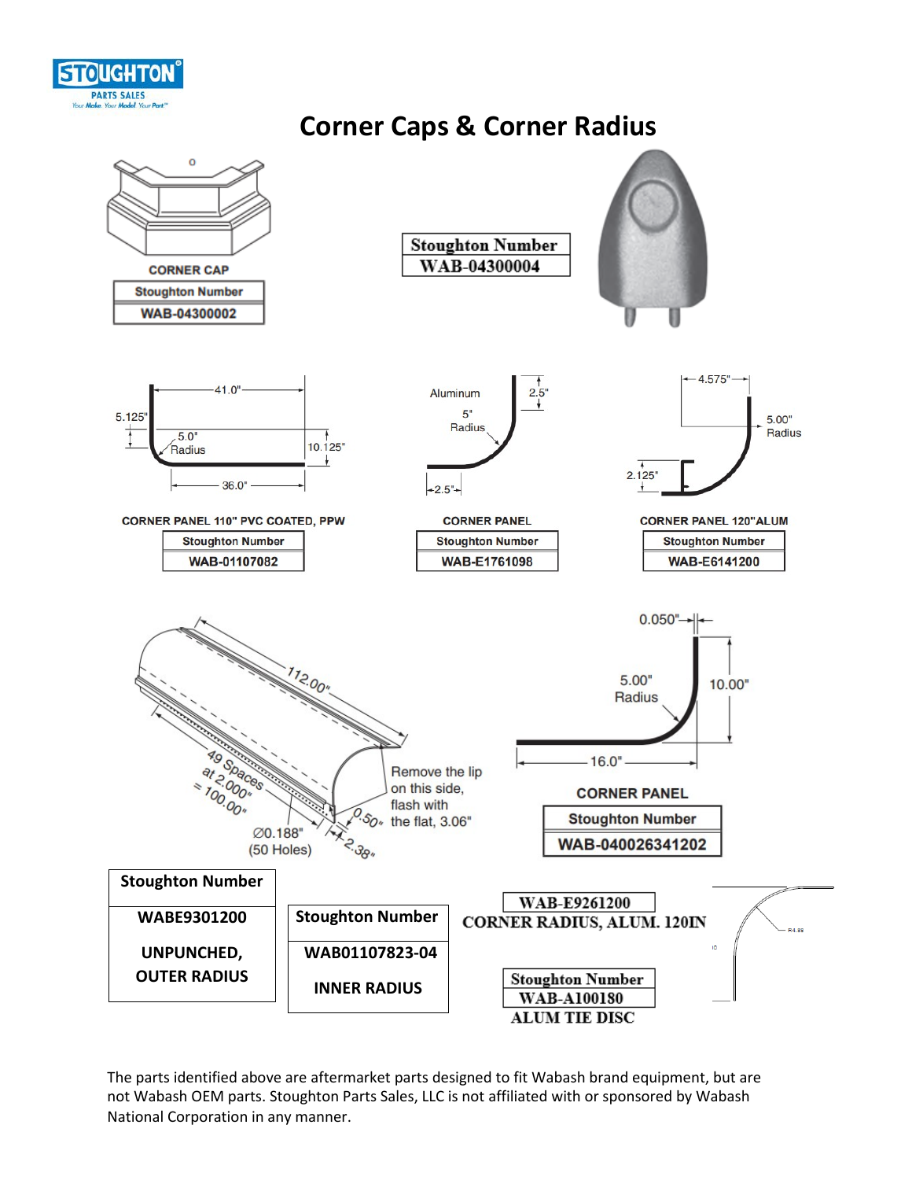# Corner Caps & Corner Radius

CORNER CAP

| Stoughton Number |
|---|
| WAB-04300002 |

| Stoughton Number |
|---|
| WAB-04300004 |

41.0"
5.125"
5.0" Radius
10.125"
36.0"

CORNER PANEL 110" PVC COATED, PPW

| Stoughton Number |
|---|
| WAB-01107082 |

Aluminum
2.5"
5" Radius
2.5"

CORNER PANEL

| Stoughton Number |
|---|
| WAB-E1761098 |

4.575"
5.00" Radius
2.125"

CORNER PANEL 120"ALUM

| Stoughton Number |
|---|
| WAB-E6141200 |

112.00"
49 Spaces at 2.000" = 100.00"
Ø0.188" (50 Holes)
0.50"
2.38"
Remove the lip on this side, flash with the flat, 3.06"

0.050"
5.00" Radius
10.00"
16.0"

CORNER PANEL

| Stoughton Number |
|---|
| WAB-040026341202 |

| Stoughton Number |
|---|
| WABE9301200 UNPUNCHED, OUTER RADIUS |

| Stoughton Number |
|---|
| WAB01107823-04 INNER RADIUS |

WAB-E9261200
CORNER RADIUS, ALUM. 120IN

| Stoughton Number |
|---|
| WAB-A100180 |

ALUM TIE DISC

The parts identified above are aftermarket parts designed to fit Wabash brand equipment, but are not Wabash OEM parts. Stoughton Parts Sales, LLC is not affiliated with or sponsored by Wabash National Corporation in any manner.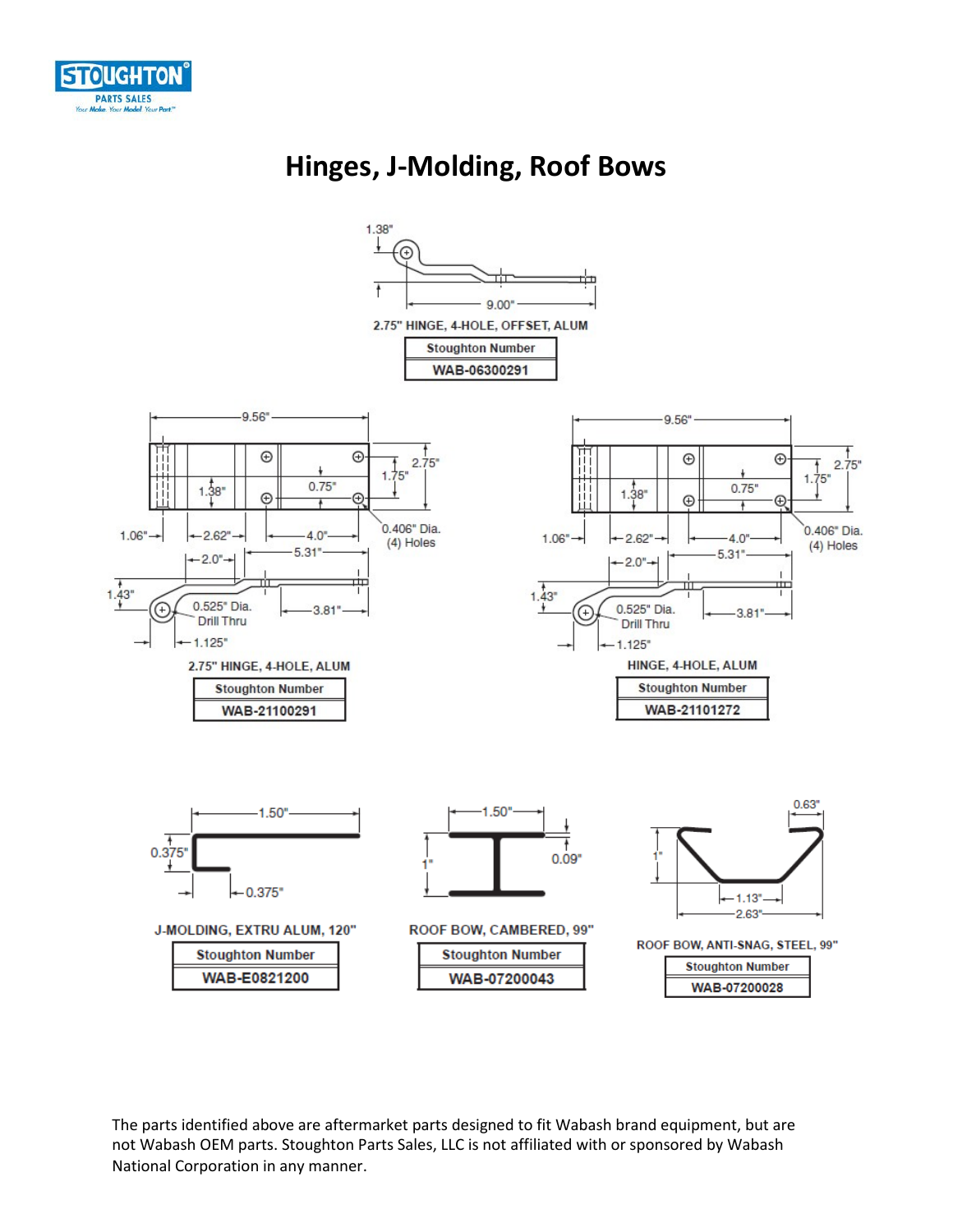# Hinges, J-Molding, Roof Bows

1.38"

9.00"

2.75" HINGE, 4-HOLE, OFFSET, ALUM

| Stoughton Number |
|---|
| WAB-06300291 |

9.56"

2.75"

1.75"

1.38"

0.75"

0.406" Dia. (4) Holes

1.06"

2.62"

4.0"

5.31"

2.0"

1.43"

0.525" Dia. Drill Thru

3.81"

1.125"

2.75" HINGE, 4-HOLE, ALUM

| Stoughton Number |
|---|
| WAB-21100291 |

9.56"

2.75"

1.75"

1.38"

0.75"

0.406" Dia. (4) Holes

1.06"

2.62"

4.0"

5.31"

2.0"

1.43"

0.525" Dia. Drill Thru

3.81"

1.125"

HINGE, 4-HOLE, ALUM

| Stoughton Number |
|---|
| WAB-21101272 |

1.50"

0.375"

0.375"

J-MOLDING, EXTRU ALUM, 120"

| Stoughton Number |
|---|
| WAB-E0821200 |

1.50"

1"

0.09"

ROOF BOW, CAMBERED, 99"

| Stoughton Number |
|---|
| WAB-07200043 |

0.63"

1"

1.13"

2.63"

ROOF BOW, ANTI-SNAG, STEEL, 99"

| Stoughton Number |
|---|
| WAB-07200028 |

The parts identified above are aftermarket parts designed to fit Wabash brand equipment, but are not Wabash OEM parts. Stoughton Parts Sales, LLC is not affiliated with or sponsored by Wabash National Corporation in any manner.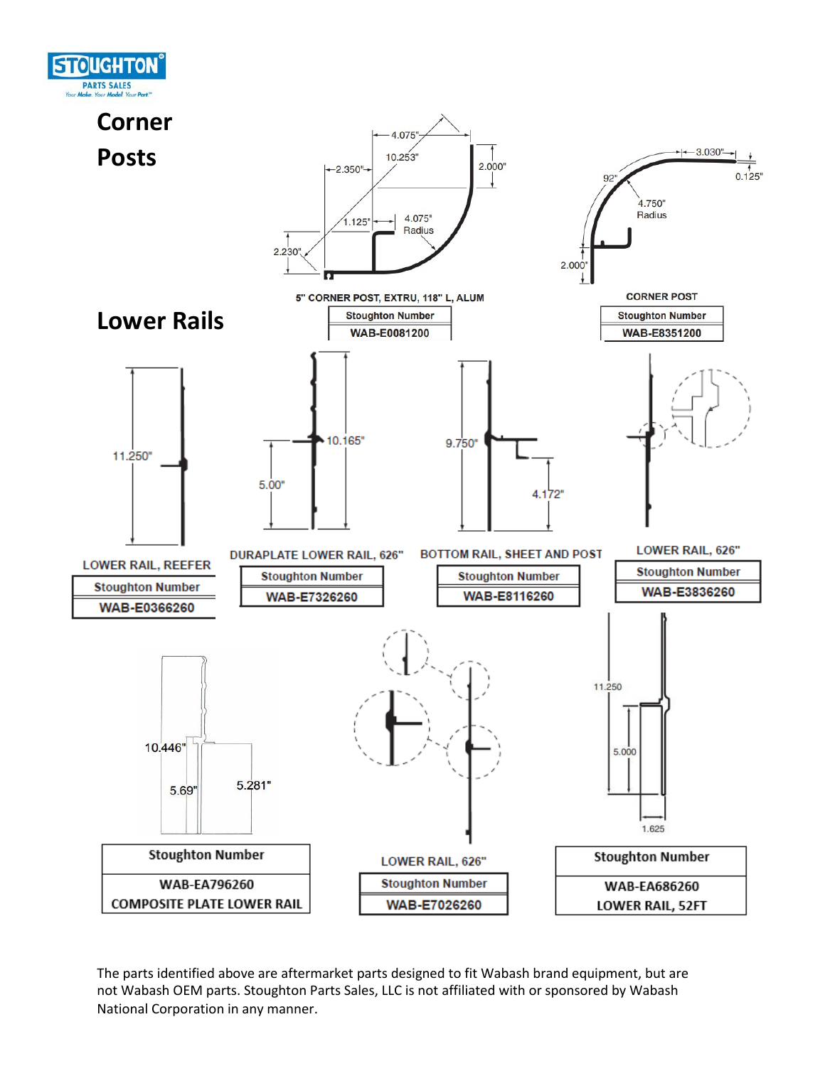STOUGHTON PARTS SALES

# Corner Posts

5" CORNER POST, EXTRU, 118" L, ALUM

| Stoughton Number |
|---|
| WAB-E0081200 |

CORNER POST

| Stoughton Number |
|---|
| WAB-E8351200 |

# Lower Rails

LOWER RAIL, REEFER

| Stoughton Number |
|---|
| WAB-E0366260 |

DURAPLATE LOWER RAIL, 626"

| Stoughton Number |
|---|
| WAB-E7326260 |

BOTTOM RAIL, SHEET AND POST

| Stoughton Number |
|---|
| WAB-E8116260 |

LOWER RAIL, 626"

| Stoughton Number |
|---|
| WAB-E3836260 |

| Stoughton Number |
|---|
| WAB-EA796260 COMPOSITE PLATE LOWER RAIL |

LOWER RAIL, 626"

| Stoughton Number |
|---|
| WAB-E7026260 |

| Stoughton Number |
|---|
| WAB-EA686260 LOWER RAIL, 52FT |

The parts identified above are aftermarket parts designed to fit Wabash brand equipment, but are not Wabash OEM parts. Stoughton Parts Sales, LLC is not affiliated with or sponsored by Wabash National Corporation in any manner.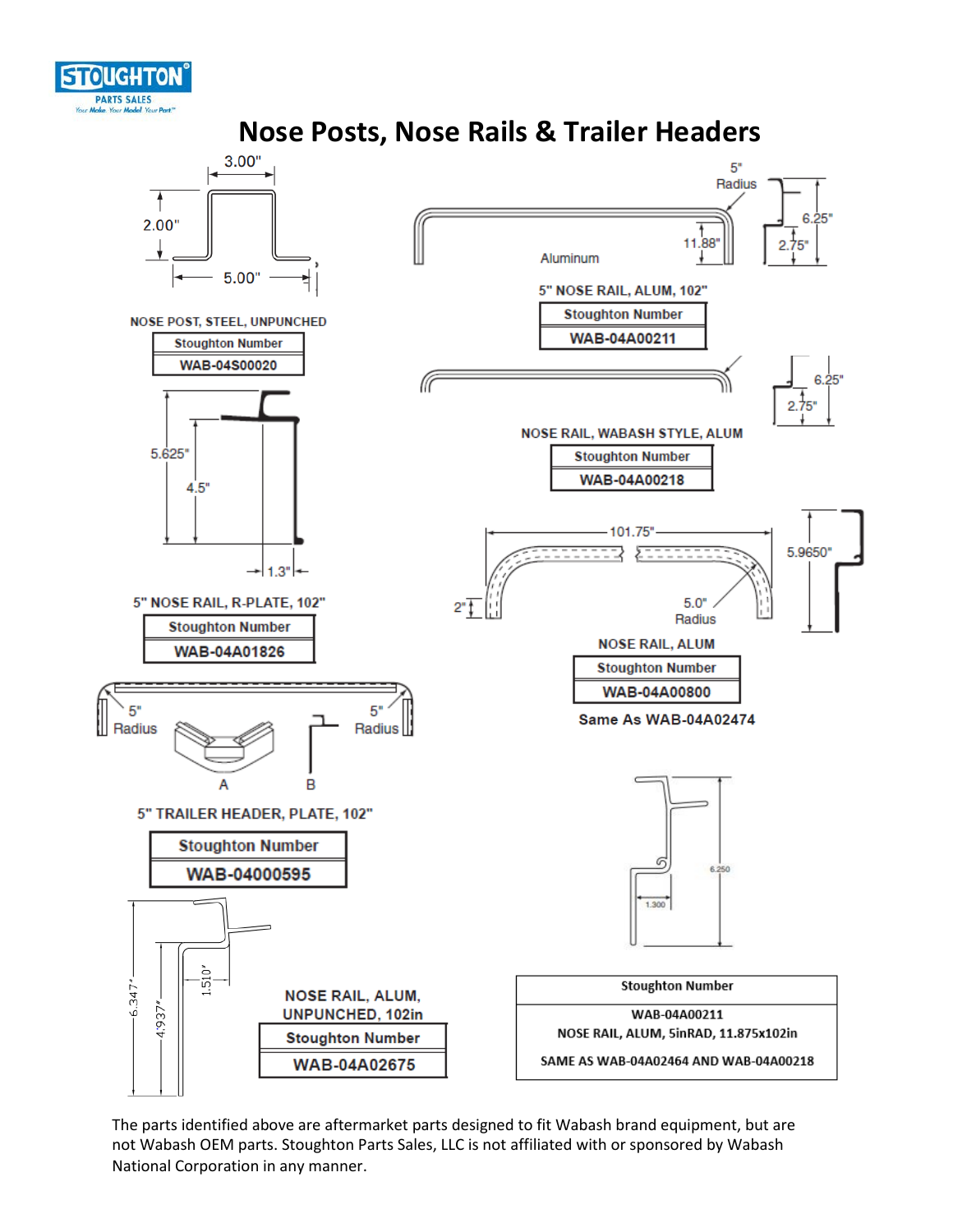# Nose Posts, Nose Rails & Trailer Headers

3.00"
2.00"
5.00"

**NOSE POST, STEEL, UNPUNCHED**

| Stoughton Number |
| --- |
| WAB-04S00020 |

5" Radius
11.88"
Aluminum
6.25"
2.75"

**5" NOSE RAIL, ALUM, 102"**

| Stoughton Number |
| --- |
| WAB-04A00211 |

6.25"
2.75"

**NOSE RAIL, WABASH STYLE, ALUM**

| Stoughton Number |
| --- |
| WAB-04A00218 |

5.625"
4.5"
1.3"

**5" NOSE RAIL, R-PLATE, 102"**

| Stoughton Number |
| --- |
| WAB-04A01826 |

101.75"
2"
5.0" Radius
5.9650"

**NOSE RAIL, ALUM**

| Stoughton Number |
| --- |
| WAB-04A00800 |

**Same As WAB-04A02474**

5" Radius
5" Radius
A
B

**5" TRAILER HEADER, PLATE, 102"**

| Stoughton Number |
| --- |
| WAB-04000595 |

6.250
1.300

6.347"
4.937"
1.510"

**NOSE RAIL, ALUM, UNPUNCHED, 102in**

| Stoughton Number |
| --- |
| WAB-04A02675 |

| Stoughton Number |
| --- |
| WAB-04A00211<br>NOSE RAIL, ALUM, 5inRAD, 11.875x102in<br><br>SAME AS WAB-04A02464 AND WAB-04A00218 |

The parts identified above are aftermarket parts designed to fit Wabash brand equipment, but are not Wabash OEM parts. Stoughton Parts Sales, LLC is not affiliated with or sponsored by Wabash National Corporation in any manner.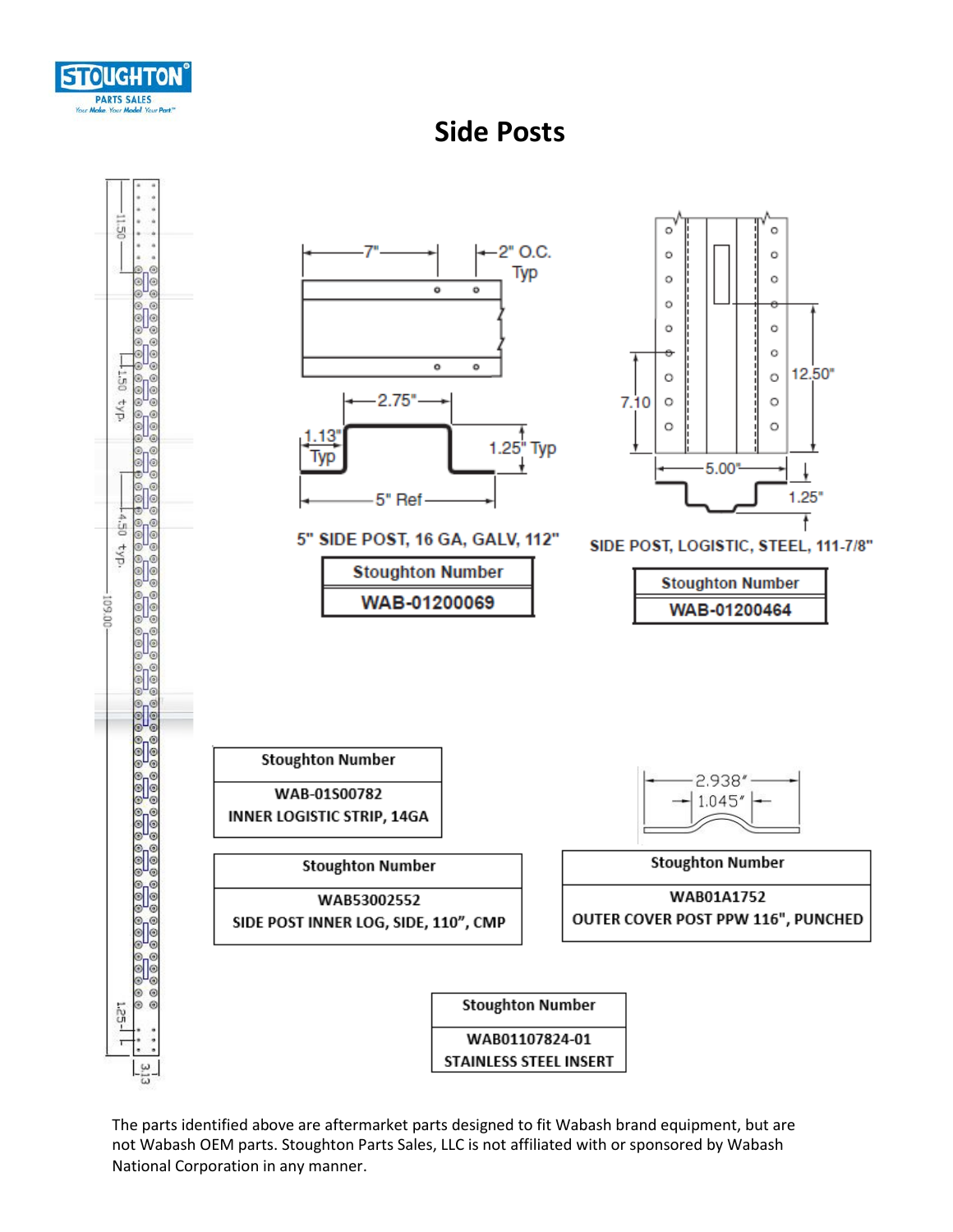# Side Posts

5" SIDE POST, 16 GA, GALV, 112"

| Stoughton Number |
| --- |
| WAB-01200069 |

SIDE POST, LOGISTIC, STEEL, 111-7/8"

| Stoughton Number |
| --- |
| WAB-01200464 |

| Stoughton Number |
| --- |
| WAB-01S00782 |
| INNER LOGISTIC STRIP, 14GA |

| Stoughton Number |
| --- |
| WAB53002552 |
| SIDE POST INNER LOG, SIDE, 110", CMP |

| Stoughton Number |
| --- |
| WAB01A1752 |
| OUTER COVER POST PPW 116", PUNCHED |

| Stoughton Number |
| --- |
| WAB01107824-01 |
| STAINLESS STEEL INSERT |

The parts identified above are aftermarket parts designed to fit Wabash brand equipment, but are not Wabash OEM parts. Stoughton Parts Sales, LLC is not affiliated with or sponsored by Wabash National Corporation in any manner.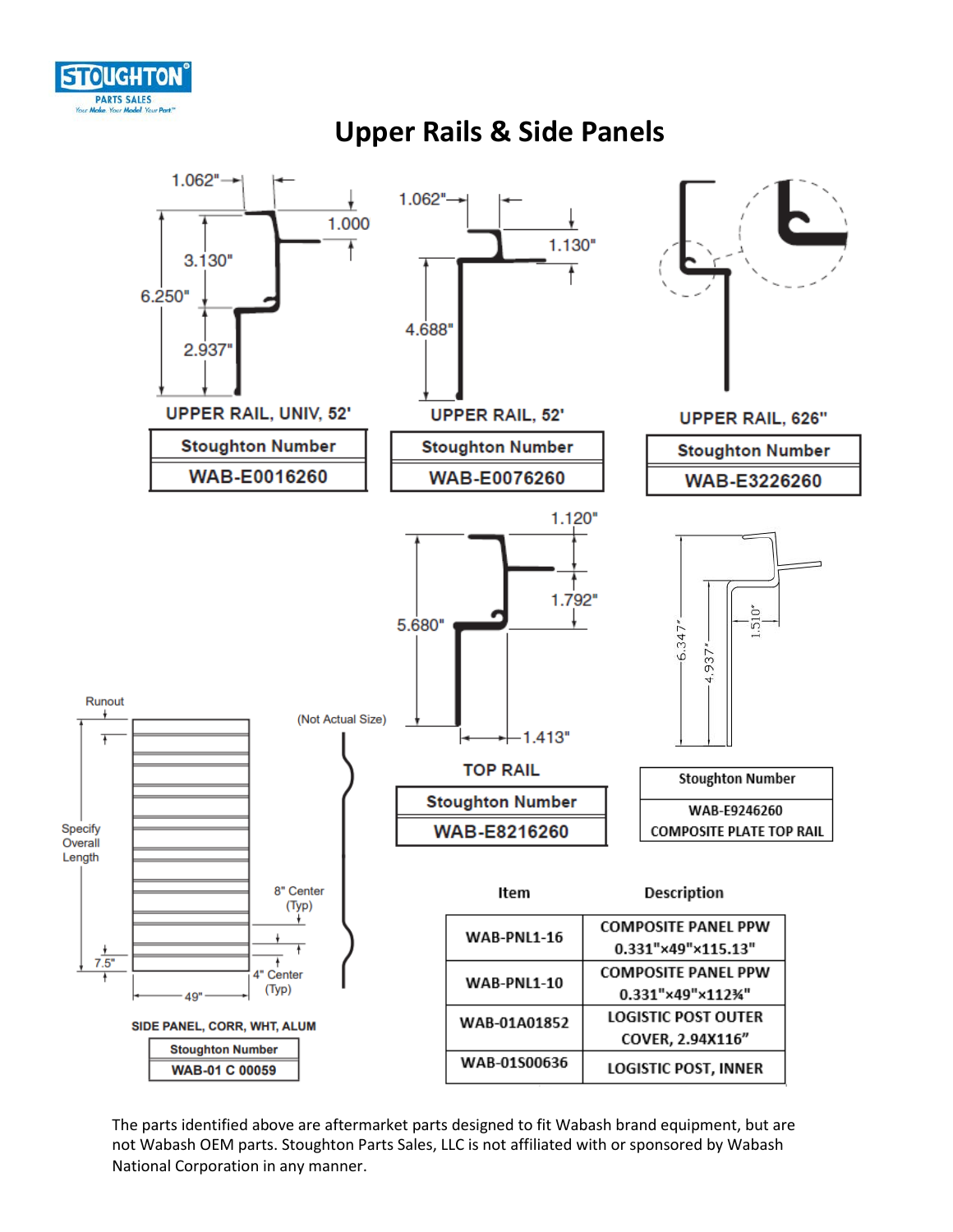# Upper Rails & Side Panels

1.062"
1.000
3.130"
6.250"
2.937"

**UPPER RAIL, UNIV, 52'**

| Stoughton Number |
|---|
| WAB-E0016260 |

1.062"
1.130"
4.688"

**UPPER RAIL, 52'**

| Stoughton Number |
|---|
| WAB-E0076260 |

**UPPER RAIL, 626"**

| Stoughton Number |
|---|
| WAB-E3226260 |

1.120"
1.792"
5.680"
1.413"

**TOP RAIL**

| Stoughton Number |
|---|
| WAB-E8216260 |

6.347"
4.937"
1.510"

| Stoughton Number |
|---|
| WAB-E9246260 COMPOSITE PLATE TOP RAIL |

Runout
Specify Overall Length
(Not Actual Size)
8" Center (Typ)
4" Center (Typ)
7.5"
49"

**SIDE PANEL, CORR, WHT, ALUM**

| Stoughton Number |
|---|
| WAB-01 C 00059 |

| Item | Description |
|---|---|
| WAB-PNL1-16 | COMPOSITE PANEL PPW 0.331"×49"×115.13" |
| WAB-PNL1-10 | COMPOSITE PANEL PPW 0.331"×49"×112¾" |
| WAB-01A01852 | LOGISTIC POST OUTER COVER, 2.94X116" |
| WAB-01S00636 | LOGISTIC POST, INNER |

The parts identified above are aftermarket parts designed to fit Wabash brand equipment, but are not Wabash OEM parts. Stoughton Parts Sales, LLC is not affiliated with or sponsored by Wabash National Corporation in any manner.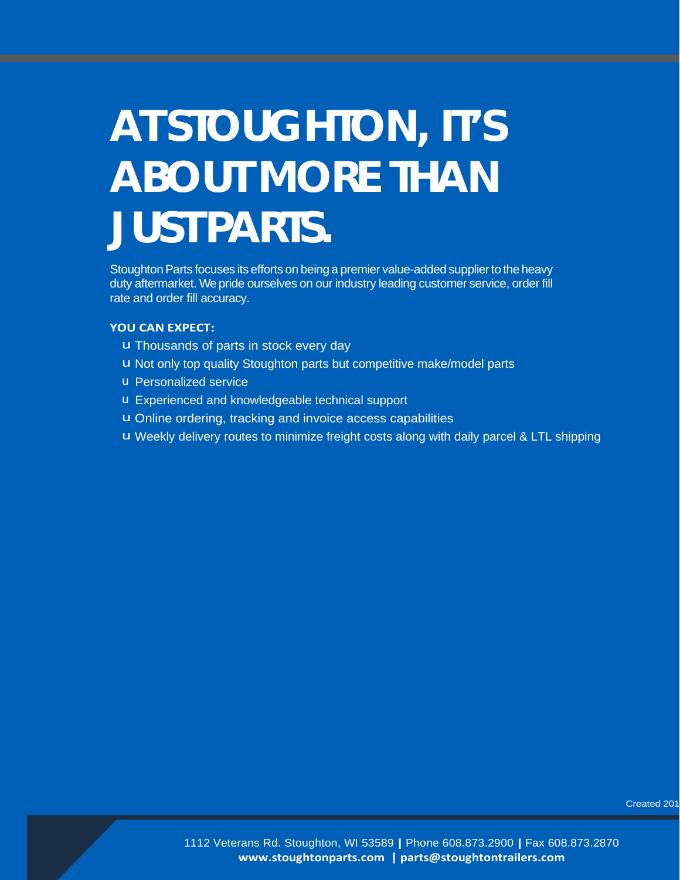# AT STOUGHTON, IT'S ABOUT MORE THAN JUST PARTS.

Stoughton Parts focuses its efforts on being a premier value-added supplier to the heavy duty aftermarket. We pride ourselves on our industry leading customer service, order fill rate and order fill accuracy.

**YOU CAN EXPECT:**

- Thousands of parts in stock every day
- Not only top quality Stoughton parts but competitive make/model parts
- Personalized service
- Experienced and knowledgeable technical support
- Online ordering, tracking and invoice access capabilities
- Weekly delivery routes to minimize freight costs along with daily parcel & LTL shipping

Created 201

1112 Veterans Rd. Stoughton, WI 53589 | Phone 608.873.2900 | Fax 608.873.2870
**www.stoughtonparts.com | parts@stoughtontrailers.com**